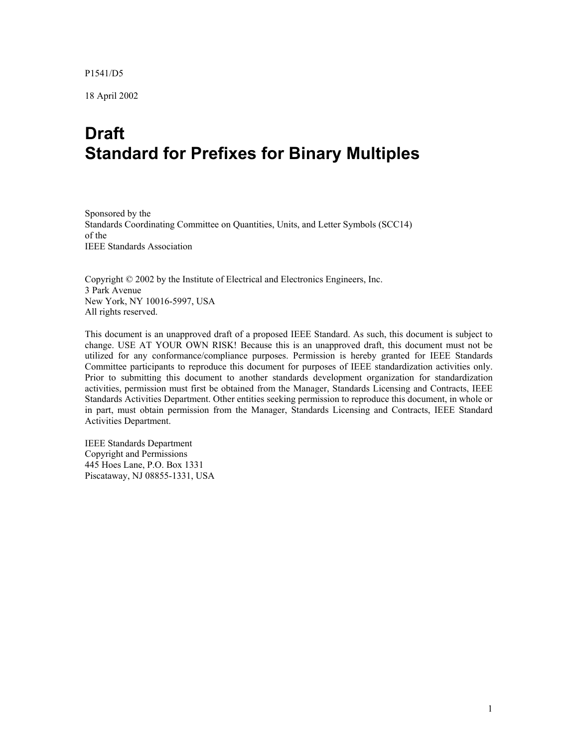P1541/D5

18 April 2002

# Draft
# Standard for Prefixes for Binary Multiples

Sponsored by the
Standards Coordinating Committee on Quantities, Units, and Letter Symbols (SCC14)
of the
IEEE Standards Association

Copyright © 2002 by the Institute of Electrical and Electronics Engineers, Inc.
3 Park Avenue
New York, NY 10016-5997, USA
All rights reserved.

This document is an unapproved draft of a proposed IEEE Standard. As such, this document is subject to change. USE AT YOUR OWN RISK! Because this is an unapproved draft, this document must not be utilized for any conformance/compliance purposes. Permission is hereby granted for IEEE Standards Committee participants to reproduce this document for purposes of IEEE standardization activities only. Prior to submitting this document to another standards development organization for standardization activities, permission must first be obtained from the Manager, Standards Licensing and Contracts, IEEE Standards Activities Department. Other entities seeking permission to reproduce this document, in whole or in part, must obtain permission from the Manager, Standards Licensing and Contracts, IEEE Standard Activities Department.

IEEE Standards Department
Copyright and Permissions
445 Hoes Lane, P.O. Box 1331
Piscataway, NJ 08855-1331, USA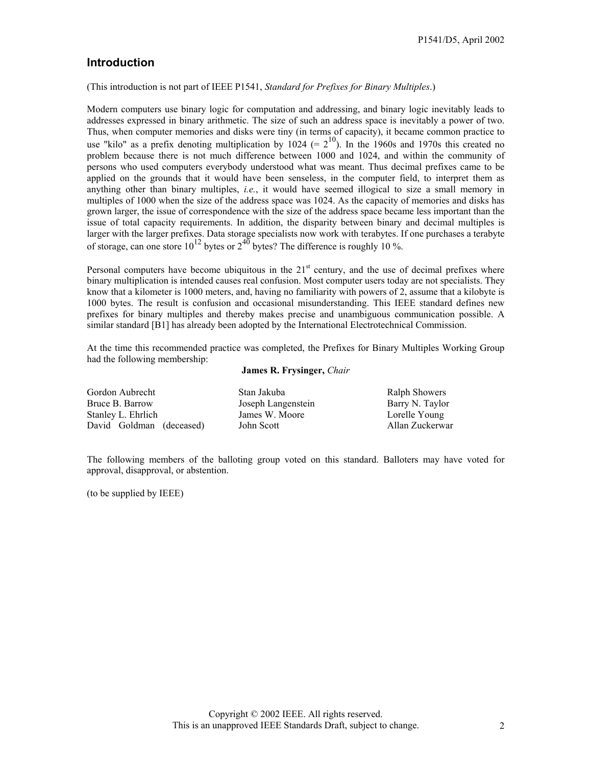## Introduction

(This introduction is not part of IEEE P1541, *Standard for Prefixes for Binary Multiples*.)

Modern computers use binary logic for computation and addressing, and binary logic inevitably leads to addresses expressed in binary arithmetic. The size of such an address space is inevitably a power of two. Thus, when computer memories and disks were tiny (in terms of capacity), it became common practice to use "kilo" as a prefix denoting multiplication by 1024 (= $2^{10}$). In the 1960s and 1970s this created no problem because there is not much difference between 1000 and 1024, and within the community of persons who used computers everybody understood what was meant. Thus decimal prefixes came to be applied on the grounds that it would have been senseless, in the computer field, to interpret them as anything other than binary multiples, *i.e.*, it would have seemed illogical to size a small memory in multiples of 1000 when the size of the address space was 1024. As the capacity of memories and disks has grown larger, the issue of correspondence with the size of the address space became less important than the issue of total capacity requirements. In addition, the disparity between binary and decimal multiples is larger with the larger prefixes. Data storage specialists now work with terabytes. If one purchases a terabyte of storage, can one store $10^{12}$ bytes or $2^{40}$ bytes? The difference is roughly 10 %.

Personal computers have become ubiquitous in the 21st century, and the use of decimal prefixes where binary multiplication is intended causes real confusion. Most computer users today are not specialists. They know that a kilometer is 1000 meters, and, having no familiarity with powers of 2, assume that a kilobyte is 1000 bytes. The result is confusion and occasional misunderstanding. This IEEE standard defines new prefixes for binary multiples and thereby makes precise and unambiguous communication possible. A similar standard [B1] has already been adopted by the International Electrotechnical Commission.

At the time this recommended practice was completed, the Prefixes for Binary Multiples Working Group had the following membership:

**James R. Frysinger,** *Chair*

Gordon Aubrecht
Bruce B. Barrow
Stanley L. Ehrlich
David Goldman (deceased)
Stan Jakuba
Joseph Langenstein
James W. Moore
John Scott
Ralph Showers
Barry N. Taylor
Lorelle Young
Allan Zuckerwar

The following members of the balloting group voted on this standard. Balloters may have voted for approval, disapproval, or abstention.

(to be supplied by IEEE)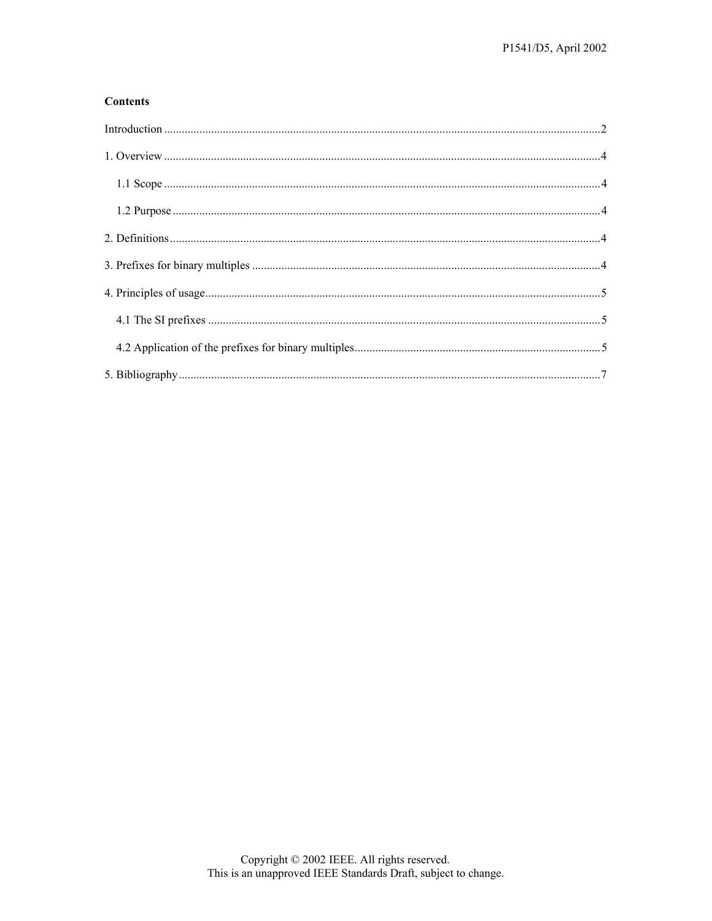**Contents**

Introduction ....................................................................................................................................................2

1. Overview ....................................................................................................................................................4

   1.1 Scope ....................................................................................................................................................4

   1.2 Purpose ..................................................................................................................................................4

2. Definitions ..................................................................................................................................................4

3. Prefixes for binary multiples ......................................................................................................................4

4. Principles of usage......................................................................................................................................5

   4.1 The SI prefixes ......................................................................................................................................5

   4.2 Application of the prefixes for binary multiples....................................................................................5

5. Bibliography ...............................................................................................................................................7

Copyright © 2002 IEEE. All rights reserved.
This is an unapproved IEEE Standards Draft, subject to change.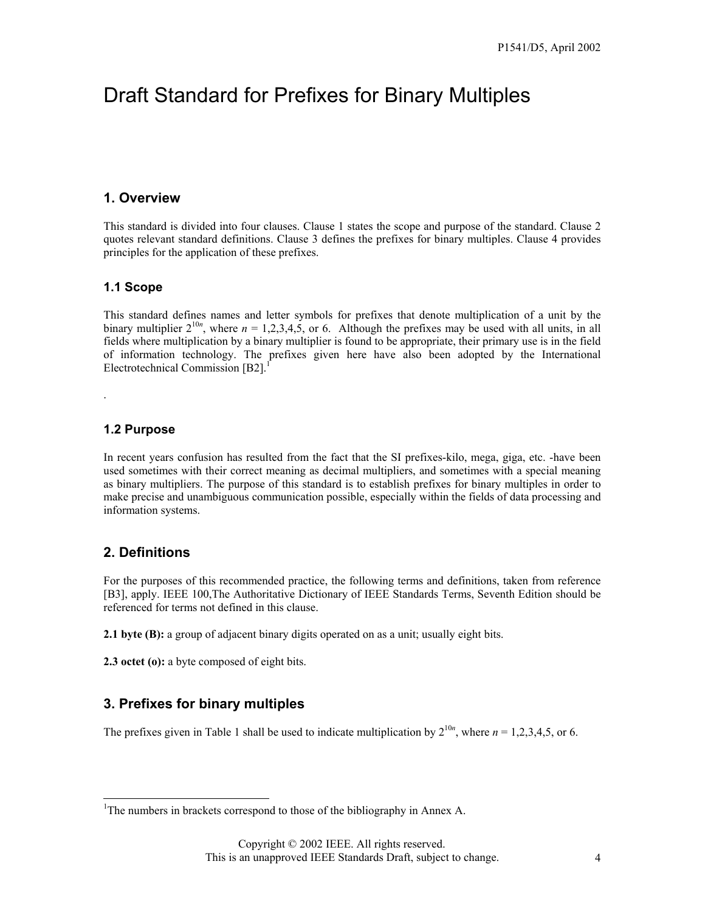# Draft Standard for Prefixes for Binary Multiples

## 1. Overview

This standard is divided into four clauses. Clause 1 states the scope and purpose of the standard. Clause 2 quotes relevant standard definitions. Clause 3 defines the prefixes for binary multiples. Clause 4 provides principles for the application of these prefixes.

### 1.1 Scope

This standard defines names and letter symbols for prefixes that denote multiplication of a unit by the binary multiplier $2^{10n}$, where $n$ = 1,2,3,4,5, or 6. Although the prefixes may be used with all units, in all fields where multiplication by a binary multiplier is found to be appropriate, their primary use is in the field of information technology. The prefixes given here have also been adopted by the International Electrotechnical Commission [B2].[1]

.

### 1.2 Purpose

In recent years confusion has resulted from the fact that the SI prefixes-kilo, mega, giga, etc. -have been used sometimes with their correct meaning as decimal multipliers, and sometimes with a special meaning as binary multipliers. The purpose of this standard is to establish prefixes for binary multiples in order to make precise and unambiguous communication possible, especially within the fields of data processing and information systems.

## 2. Definitions

For the purposes of this recommended practice, the following terms and definitions, taken from reference [B3], apply. IEEE 100,The Authoritative Dictionary of IEEE Standards Terms, Seventh Edition should be referenced for terms not defined in this clause.

**2.1 byte (B):** a group of adjacent binary digits operated on as a unit; usually eight bits.

**2.3 octet (o):** a byte composed of eight bits.

## 3. Prefixes for binary multiples

The prefixes given in Table 1 shall be used to indicate multiplication by $2^{10n}$, where $n$ = 1,2,3,4,5, or 6.

---

[1] The numbers in brackets correspond to those of the bibliography in Annex A.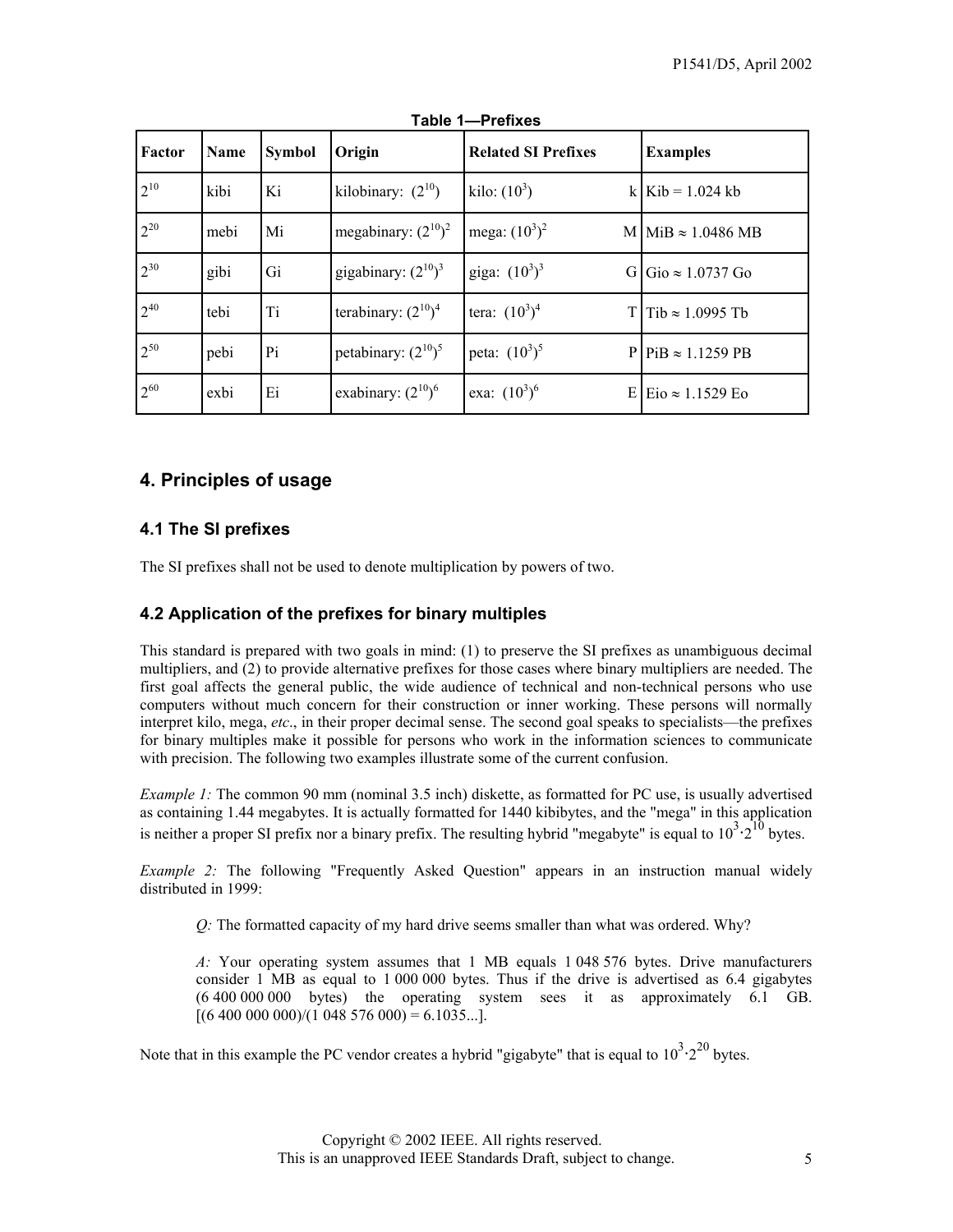**Table 1—Prefixes**

| Factor | Name | Symbol | Origin | Related SI Prefixes | | Examples |
|---|---|---|---|---|---|---|
| $2^{10}$ | kibi | Ki | kilobinary: $(2^{10})$ | kilo: $(10^3)$ | k | Kib = 1.024 kb |
| $2^{20}$ | mebi | Mi | megabinary: $(2^{10})^2$ | mega: $(10^3)^2$ | M | MiB ≈ 1.0486 MB |
| $2^{30}$ | gibi | Gi | gigabinary: $(2^{10})^3$ | giga: $(10^3)^3$ | G | Gio ≈ 1.0737 Go |
| $2^{40}$ | tebi | Ti | terabinary: $(2^{10})^4$ | tera: $(10^3)^4$ | T | Tib ≈ 1.0995 Tb |
| $2^{50}$ | pebi | Pi | petabinary: $(2^{10})^5$ | peta: $(10^3)^5$ | P | PiB ≈ 1.1259 PB |
| $2^{60}$ | exbi | Ei | exabinary: $(2^{10})^6$ | exa: $(10^3)^6$ | E | Eio ≈ 1.1529 Eo |

## 4. Principles of usage

### 4.1 The SI prefixes

The SI prefixes shall not be used to denote multiplication by powers of two.

### 4.2 Application of the prefixes for binary multiples

This standard is prepared with two goals in mind: (1) to preserve the SI prefixes as unambiguous decimal multipliers, and (2) to provide alternative prefixes for those cases where binary multipliers are needed. The first goal affects the general public, the wide audience of technical and non-technical persons who use computers without much concern for their construction or inner working. These persons will normally interpret kilo, mega, *etc*., in their proper decimal sense. The second goal speaks to specialists—the prefixes for binary multiples make it possible for persons who work in the information sciences to communicate with precision. The following two examples illustrate some of the current confusion.

*Example 1:* The common 90 mm (nominal 3.5 inch) diskette, as formatted for PC use, is usually advertised as containing 1.44 megabytes. It is actually formatted for 1440 kibibytes, and the "mega" in this application is neither a proper SI prefix nor a binary prefix. The resulting hybrid "megabyte" is equal to $10^3 \cdot 2^{10}$ bytes.

*Example 2:* The following "Frequently Asked Question" appears in an instruction manual widely distributed in 1999:

> *Q:* The formatted capacity of my hard drive seems smaller than what was ordered. Why?
>
> *A:* Your operating system assumes that 1 MB equals 1 048 576 bytes. Drive manufacturers consider 1 MB as equal to 1 000 000 bytes. Thus if the drive is advertised as 6.4 gigabytes (6 400 000 000 bytes) the operating system sees it as approximately 6.1 GB. [(6 400 000 000)/(1 048 576 000) = 6.1035...].

Note that in this example the PC vendor creates a hybrid "gigabyte" that is equal to $10^3 \cdot 2^{20}$ bytes.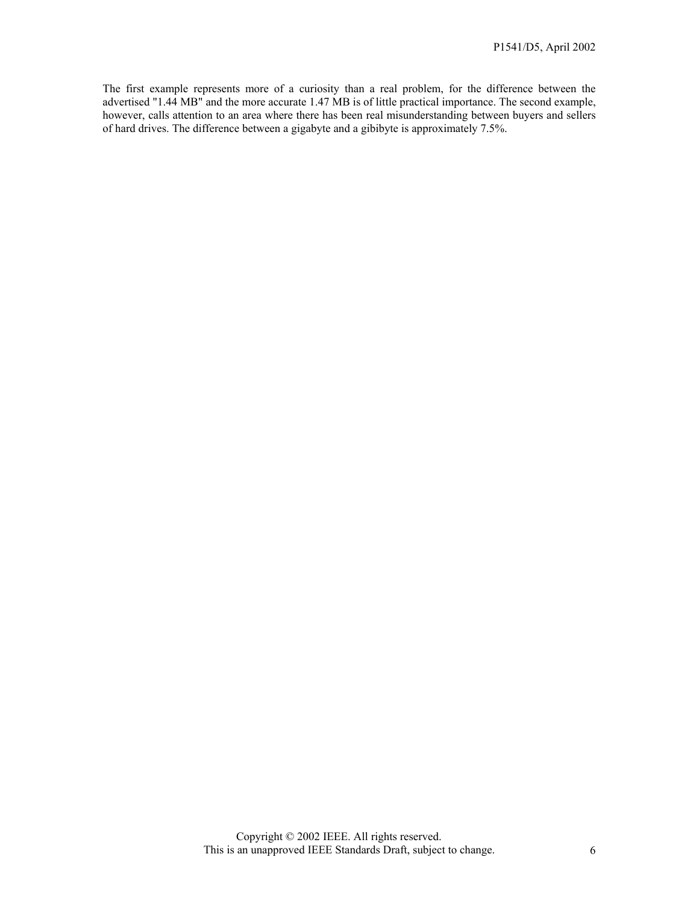The first example represents more of a curiosity than a real problem, for the difference between the advertised "1.44 MB" and the more accurate 1.47 MB is of little practical importance. The second example, however, calls attention to an area where there has been real misunderstanding between buyers and sellers of hard drives. The difference between a gigabyte and a gibibyte is approximately 7.5%.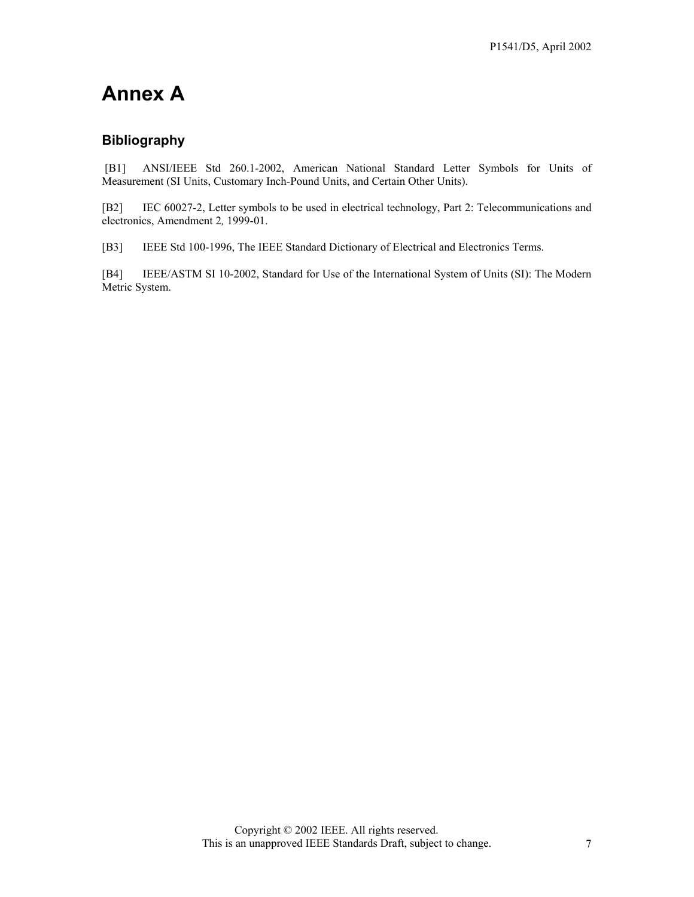# Annex A

## Bibliography

[B1] ANSI/IEEE Std 260.1-2002, American National Standard Letter Symbols for Units of Measurement (SI Units, Customary Inch-Pound Units, and Certain Other Units).

[B2] IEC 60027-2, Letter symbols to be used in electrical technology, Part 2: Telecommunications and electronics, Amendment 2*,* 1999-01.

[B3] IEEE Std 100-1996, The IEEE Standard Dictionary of Electrical and Electronics Terms.

[B4] IEEE/ASTM SI 10-2002, Standard for Use of the International System of Units (SI): The Modern Metric System.